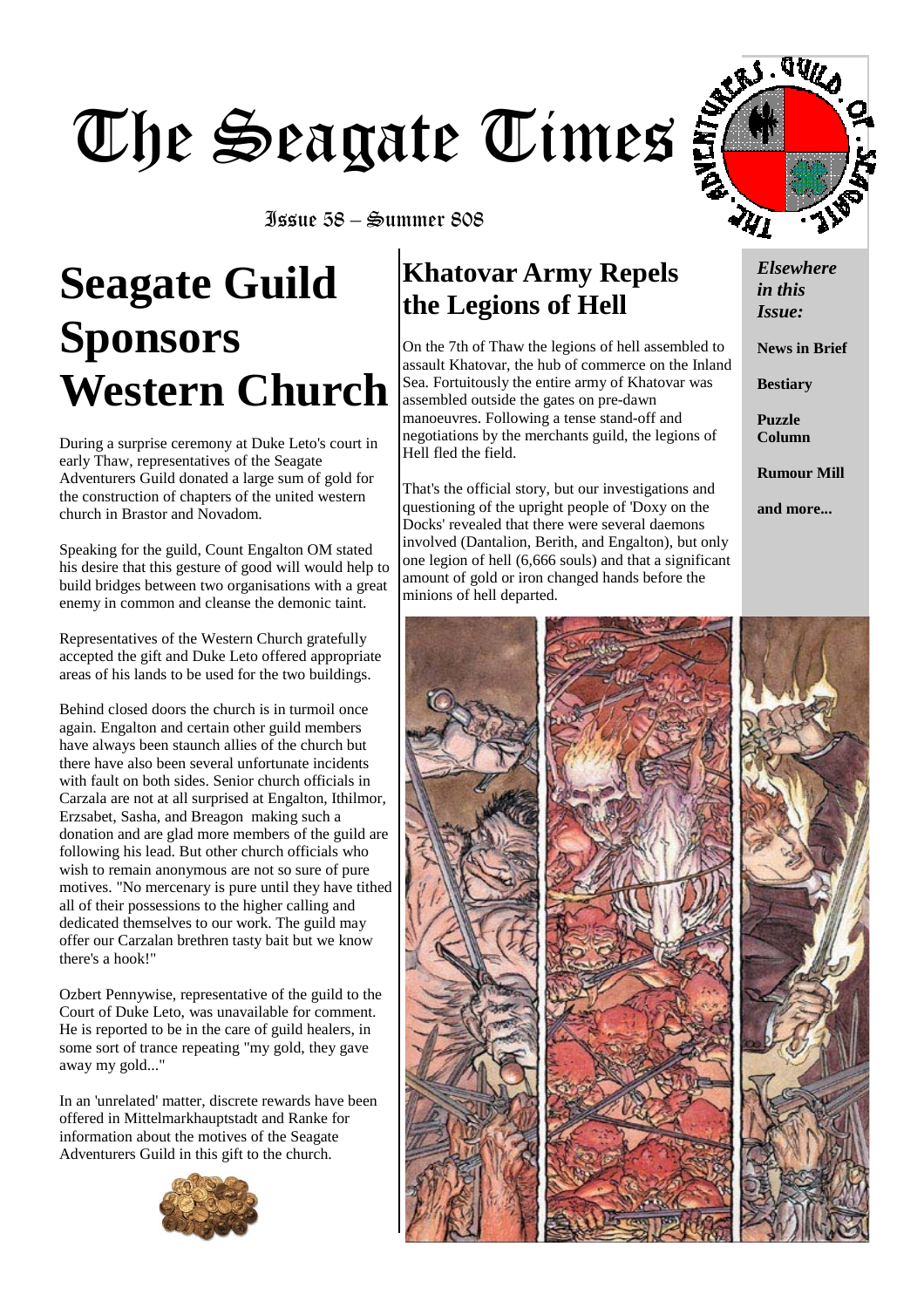# The Seagate Times

Issue 58 – Summer 808

## Seagate Guild Sponsors Western Church

During a surprise ceremony at Duke Leto's court in early Thaw, representatives of the Seagate Adventurers Guild donated a large sum of gold for the construction of chapters of the united western church in Brastor and Novadom.

Speaking for the guild, Count Engalton OM stated his desire that this gesture of good will would help to build bridges between two organisations with a great enemy in common and cleanse the demonic taint.

Representatives of the Western Church gratefully accepted the gift and Duke Leto offered appropriate areas of his lands to be used for the two buildings.

Behind closed doors the church is in turmoil once again. Engalton and certain other guild members have always been staunch allies of the church but there have also been several unfortunate incidents with fault on both sides. Senior church officials in Carzala are not at all surprised at Engalton, Ithilmor, Erzsabet, Sasha, and Breagon making such a donation and are glad more members of the guild are following his lead. But other church officials who wish to remain anonymous are not so sure of pure motives. "No mercenary is pure until they have tithed all of their possessions to the higher calling and dedicated themselves to our work. The guild may offer our Carzalan brethren tasty bait but we know there's a hook!"

Ozbert Pennywise, representative of the guild to the Court of Duke Leto, was unavailable for comment. He is reported to be in the care of guild healers, in some sort of trance repeating "my gold, they gave away my gold..."

In an 'unrelated' matter, discrete rewards have been offered in Mittelmarkhauptstadt and Ranke for information about the motives of the Seagate Adventurers Guild in this gift to the church.

## Khatovar Army Repels the Legions of Hell

On the 7th of Thaw the legions of hell assembled to assault Khatovar, the hub of commerce on the Inland Sea. Fortuitously the entire army of Khatovar was assembled outside the gates on pre-dawn manoeuvres. Following a tense stand-off and negotiations by the merchants guild, the legions of Hell fled the field.

That's the official story, but our investigations and questioning of the upright people of 'Doxy on the Docks' revealed that there were several daemons involved (Dantalion, Berith, and Engalton), but only one legion of hell (6,666 souls) and that a significant amount of gold or iron changed hands before the minions of hell departed.

*Elsewhere in this Issue:*

**News in Brief**

**Bestiary**

**Puzzle Column**

**Rumour Mill**

**and more...**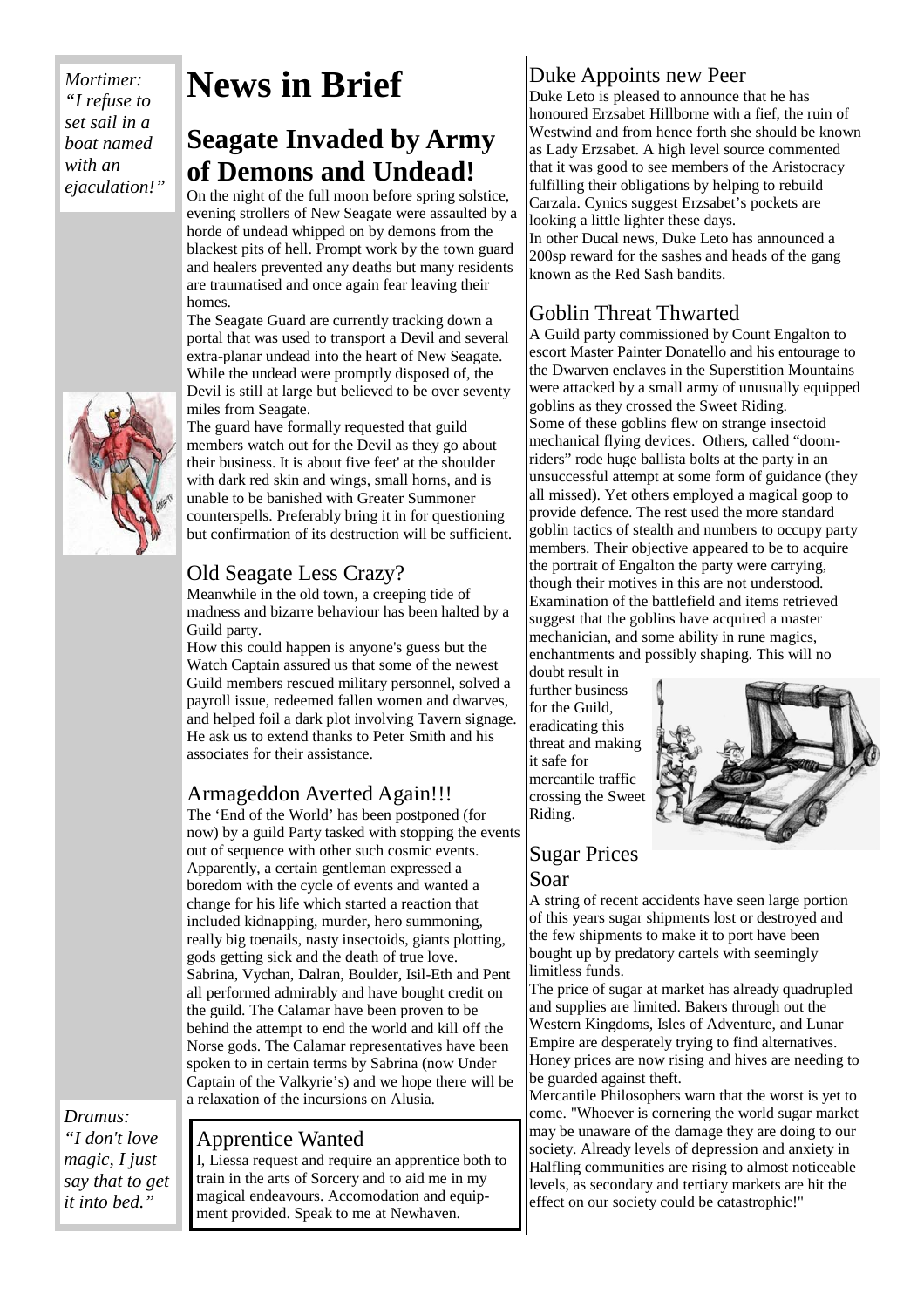*Mortimer: "I refuse to set sail in a boat named with an ejaculation!"*

# News in Brief

## Seagate Invaded by Army of Demons and Undead!

On the night of the full moon before spring solstice, evening strollers of New Seagate were assaulted by a horde of undead whipped on by demons from the blackest pits of hell. Prompt work by the town guard and healers prevented any deaths but many residents are traumatised and once again fear leaving their homes.

The Seagate Guard are currently tracking down a portal that was used to transport a Devil and several extra-planar undead into the heart of New Seagate. While the undead were promptly disposed of, the Devil is still at large but believed to be over seventy miles from Seagate.

The guard have formally requested that guild members watch out for the Devil as they go about their business. It is about five feet' at the shoulder with dark red skin and wings, small horns, and is unable to be banished with Greater Summoner counterspells. Preferably bring it in for questioning but confirmation of its destruction will be sufficient.

### Old Seagate Less Crazy?

Meanwhile in the old town, a creeping tide of madness and bizarre behaviour has been halted by a Guild party.

How this could happen is anyone's guess but the Watch Captain assured us that some of the newest Guild members rescued military personnel, solved a payroll issue, redeemed fallen women and dwarves, and helped foil a dark plot involving Tavern signage. He ask us to extend thanks to Peter Smith and his associates for their assistance.

### Armageddon Averted Again!!!

The 'End of the World' has been postponed (for now) by a guild Party tasked with stopping the events out of sequence with other such cosmic events. Apparently, a certain gentleman expressed a boredom with the cycle of events and wanted a change for his life which started a reaction that included kidnapping, murder, hero summoning, really big toenails, nasty insectoids, giants plotting, gods getting sick and the death of true love. Sabrina, Vychan, Dalran, Boulder, Isil-Eth and Pent all performed admirably and have bought credit on the guild. The Calamar have been proven to be behind the attempt to end the world and kill off the Norse gods. The Calamar representatives have been spoken to in certain terms by Sabrina (now Under Captain of the Valkyrie's) and we hope there will be a relaxation of the incursions on Alusia.

*Dramus: "I don't love magic, I just say that to get it into bed."*

### Apprentice Wanted

I, Liessa request and require an apprentice both to train in the arts of Sorcery and to aid me in my magical endeavours. Accomodation and equipment provided. Speak to me at Newhaven.

### Duke Appoints new Peer

Duke Leto is pleased to announce that he has honoured Erzsabet Hillborne with a fief, the ruin of Westwind and from hence forth she should be known as Lady Erzsabet. A high level source commented that it was good to see members of the Aristocracy fulfilling their obligations by helping to rebuild Carzala. Cynics suggest Erzsabet's pockets are looking a little lighter these days.

In other Ducal news, Duke Leto has announced a 200sp reward for the sashes and heads of the gang known as the Red Sash bandits.

### Goblin Threat Thwarted

A Guild party commissioned by Count Engalton to escort Master Painter Donatello and his entourage to the Dwarven enclaves in the Superstition Mountains were attacked by a small army of unusually equipped goblins as they crossed the Sweet Riding.

Some of these goblins flew on strange insectoid mechanical flying devices. Others, called "doom-riders" rode huge ballista bolts at the party in an unsuccessful attempt at some form of guidance (they all missed). Yet others employed a magical goop to provide defence. The rest used the more standard goblin tactics of stealth and numbers to occupy party members. Their objective appeared to be to acquire the portrait of Engalton the party were carrying, though their motives in this are not understood. Examination of the battlefield and items retrieved suggest that the goblins have acquired a master mechanician, and some ability in rune magics, enchantments and possibly shaping. This will no doubt result in further business for the Guild, eradicating this threat and making it safe for mercantile traffic crossing the Sweet Riding.

### Sugar Prices Soar

A string of recent accidents have seen large portion of this years sugar shipments lost or destroyed and the few shipments to make it to port have been bought up by predatory cartels with seemingly limitless funds.

The price of sugar at market has already quadrupled and supplies are limited. Bakers through out the Western Kingdoms, Isles of Adventure, and Lunar Empire are desperately trying to find alternatives. Honey prices are now rising and hives are needing to be guarded against theft.

Mercantile Philosophers warn that the worst is yet to come. "Whoever is cornering the world sugar market may be unaware of the damage they are doing to our society. Already levels of depression and anxiety in Halfling communities are rising to almost noticeable levels, as secondary and tertiary markets are hit the effect on our society could be catastrophic!"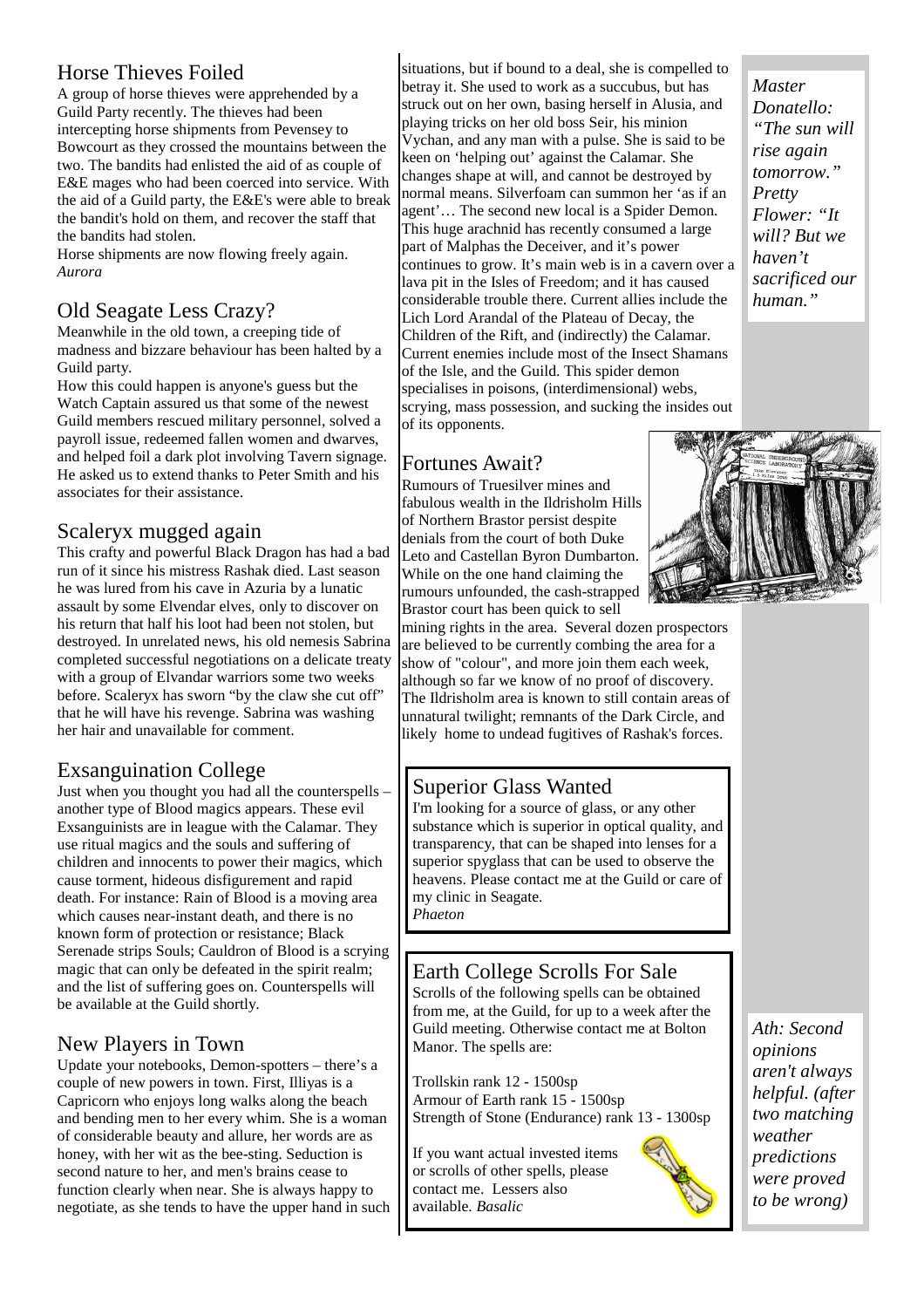## Horse Thieves Foiled

A group of horse thieves were apprehended by a Guild Party recently. The thieves had been intercepting horse shipments from Pevensey to Bowcourt as they crossed the mountains between the two. The bandits had enlisted the aid of as couple of E&E mages who had been coerced into service. With the aid of a Guild party, the E&E's were able to break the bandit's hold on them, and recover the staff that the bandits had stolen.

Horse shipments are now flowing freely again.
*Aurora*

## Old Seagate Less Crazy?

Meanwhile in the old town, a creeping tide of madness and bizzare behaviour has been halted by a Guild party.

How this could happen is anyone's guess but the Watch Captain assured us that some of the newest Guild members rescued military personnel, solved a payroll issue, redeemed fallen women and dwarves, and helped foil a dark plot involving Tavern signage. He asked us to extend thanks to Peter Smith and his associates for their assistance.

## Scaleryx mugged again

This crafty and powerful Black Dragon has had a bad run of it since his mistress Rashak died. Last season he was lured from his cave in Azuria by a lunatic assault by some Elvendar elves, only to discover on his return that half his loot had been not stolen, but destroyed. In unrelated news, his old nemesis Sabrina completed successful negotiations on a delicate treaty with a group of Elvandar warriors some two weeks before. Scaleryx has sworn "by the claw she cut off" that he will have his revenge. Sabrina was washing her hair and unavailable for comment.

## Exsanguination College

Just when you thought you had all the counterspells – another type of Blood magics appears. These evil Exsanguinists are in league with the Calamar. They use ritual magics and the souls and suffering of children and innocents to power their magics, which cause torment, hideous disfigurement and rapid death. For instance: Rain of Blood is a moving area which causes near-instant death, and there is no known form of protection or resistance; Black Serenade strips Souls; Cauldron of Blood is a scrying magic that can only be defeated in the spirit realm; and the list of suffering goes on. Counterspells will be available at the Guild shortly.

## New Players in Town

Update your notebooks, Demon-spotters – there's a couple of new powers in town. First, Illiyas is a Capricorn who enjoys long walks along the beach and bending men to her every whim. She is a woman of considerable beauty and allure, her words are as honey, with her wit as the bee-sting. Seduction is second nature to her, and men's brains cease to function clearly when near. She is always happy to negotiate, as she tends to have the upper hand in such situations, but if bound to a deal, she is compelled to betray it. She used to work as a succubus, but has struck out on her own, basing herself in Alusia, and playing tricks on her old boss Seir, his minion Vychan, and any man with a pulse. She is said to be keen on 'helping out' against the Calamar. She changes shape at will, and cannot be destroyed by normal means. Silverfoam can summon her 'as if an agent'… The second new local is a Spider Demon. This huge arachnid has recently consumed a large part of Malphas the Deceiver, and it's power continues to grow. It's main web is in a cavern over a lava pit in the Isles of Freedom; and it has caused considerable trouble there. Current allies include the Lich Lord Arandal of the Plateau of Decay, the Children of the Rift, and (indirectly) the Calamar. Current enemies include most of the Insect Shamans of the Isle, and the Guild. This spider demon specialises in poisons, (interdimensional) webs, scrying, mass possession, and sucking the insides out of its opponents.

## Fortunes Await?

Rumours of Truesilver mines and fabulous wealth in the Ildrisholm Hills of Northern Brastor persist despite denials from the court of both Duke Leto and Castellan Byron Dumbarton. While on the one hand claiming the rumours unfounded, the cash-strapped Brastor court has been quick to sell mining rights in the area. Several dozen prospectors are believed to be currently combing the area for a show of "colour", and more join them each week, although so far we know of no proof of discovery. The Ildrisholm area is known to still contain areas of unnatural twilight; remnants of the Dark Circle, and likely home to undead fugitives of Rashak's forces.

## Superior Glass Wanted

I'm looking for a source of glass, or any other substance which is superior in optical quality, and transparency, that can be shaped into lenses for a superior spyglass that can be used to observe the heavens. Please contact me at the Guild or care of my clinic in Seagate.
*Phaeton*

## Earth College Scrolls For Sale

Scrolls of the following spells can be obtained from me, at the Guild, for up to a week after the Guild meeting. Otherwise contact me at Bolton Manor. The spells are:

Trollskin rank 12 - 1500sp
Armour of Earth rank 15 - 1500sp
Strength of Stone (Endurance) rank 13 - 1300sp

If you want actual invested items or scrolls of other spells, please contact me. Lessers also available. *Basalic*

*Master Donatello: "The sun will rise again tomorrow." Pretty Flower: "It will? But we haven't sacrificed our human."*

*Ath: Second opinions aren't always helpful. (after two matching weather predictions were proved to be wrong)*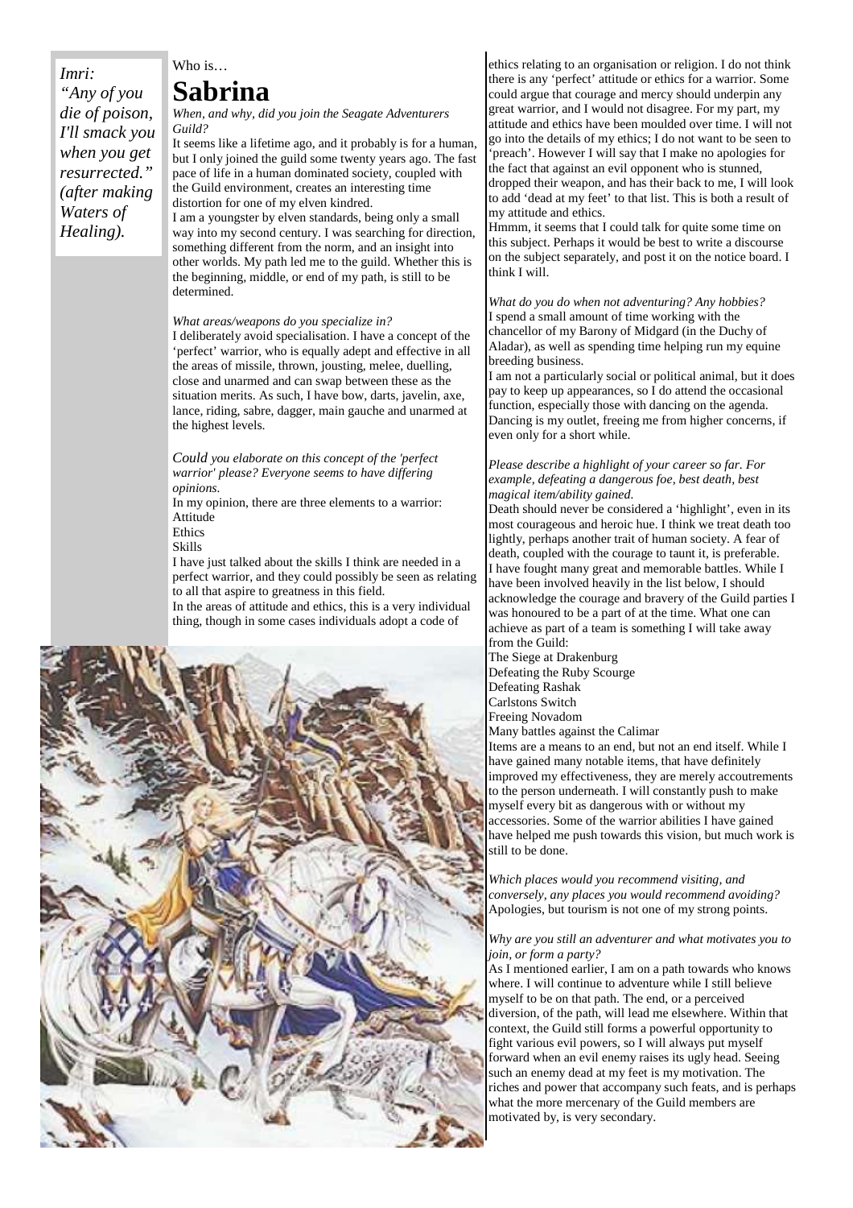*Imri: "Any of you die of poison, I'll smack you when you get resurrected." (after making Waters of Healing).*

Who is…

# Sabrina

*When, and why, did you join the Seagate Adventurers Guild?*

It seems like a lifetime ago, and it probably is for a human, but I only joined the guild some twenty years ago. The fast pace of life in a human dominated society, coupled with the Guild environment, creates an interesting time distortion for one of my elven kindred.

I am a youngster by elven standards, being only a small way into my second century. I was searching for direction, something different from the norm, and an insight into other worlds. My path led me to the guild. Whether this is the beginning, middle, or end of my path, is still to be determined.

*What areas/weapons do you specialize in?*

I deliberately avoid specialisation. I have a concept of the 'perfect' warrior, who is equally adept and effective in all the areas of missile, thrown, jousting, melee, duelling, close and unarmed and can swap between these as the situation merits. As such, I have bow, darts, javelin, axe, lance, riding, sabre, dagger, main gauche and unarmed at the highest levels.

*Could you elaborate on this concept of the 'perfect warrior' please? Everyone seems to have differing opinions.*

In my opinion, there are three elements to a warrior:
Attitude
Ethics
Skills

I have just talked about the skills I think are needed in a perfect warrior, and they could possibly be seen as relating to all that aspire to greatness in this field.

In the areas of attitude and ethics, this is a very individual thing, though in some cases individuals adopt a code of ethics relating to an organisation or religion. I do not think there is any 'perfect' attitude or ethics for a warrior. Some could argue that courage and mercy should underpin any great warrior, and I would not disagree. For my part, my attitude and ethics have been moulded over time. I will not go into the details of my ethics; I do not want to be seen to 'preach'. However I will say that I make no apologies for the fact that against an evil opponent who is stunned, dropped their weapon, and has their back to me, I will look to add 'dead at my feet' to that list. This is both a result of my attitude and ethics.

Hmmm, it seems that I could talk for quite some time on this subject. Perhaps it would be best to write a discourse on the subject separately, and post it on the notice board. I think I will.

*What do you do when not adventuring? Any hobbies?*

I spend a small amount of time working with the chancellor of my Barony of Midgard (in the Duchy of Aladar), as well as spending time helping run my equine breeding business.

I am not a particularly social or political animal, but it does pay to keep up appearances, so I do attend the occasional function, especially those with dancing on the agenda. Dancing is my outlet, freeing me from higher concerns, if even only for a short while.

*Please describe a highlight of your career so far. For example, defeating a dangerous foe, best death, best magical item/ability gained.*

Death should never be considered a 'highlight', even in its most courageous and heroic hue. I think we treat death too lightly, perhaps another trait of human society. A fear of death, coupled with the courage to taunt it, is preferable.

I have fought many great and memorable battles. While I have been involved heavily in the list below, I should acknowledge the courage and bravery of the Guild parties I was honoured to be a part of at the time. What one can achieve as part of a team is something I will take away from the Guild:

The Siege at Drakenburg
Defeating the Ruby Scourge
Defeating Rashak
Carlstons Switch
Freeing Novadom
Many battles against the Calimar

Items are a means to an end, but not an end itself. While I have gained many notable items, that have definitely improved my effectiveness, they are merely accoutrements to the person underneath. I will constantly push to make myself every bit as dangerous with or without my accessories. Some of the warrior abilities I have gained have helped me push towards this vision, but much work is still to be done.

*Which places would you recommend visiting, and conversely, any places you would recommend avoiding?*

Apologies, but tourism is not one of my strong points.

*Why are you still an adventurer and what motivates you to join, or form a party?*

As I mentioned earlier, I am on a path towards who knows where. I will continue to adventure while I still believe myself to be on that path. The end, or a perceived diversion, of the path, will lead me elsewhere. Within that context, the Guild still forms a powerful opportunity to fight various evil powers, so I will always put myself forward when an evil enemy raises its ugly head. Seeing such an enemy dead at my feet is my motivation. The riches and power that accompany such feats, and is perhaps what the more mercenary of the Guild members are motivated by, is very secondary.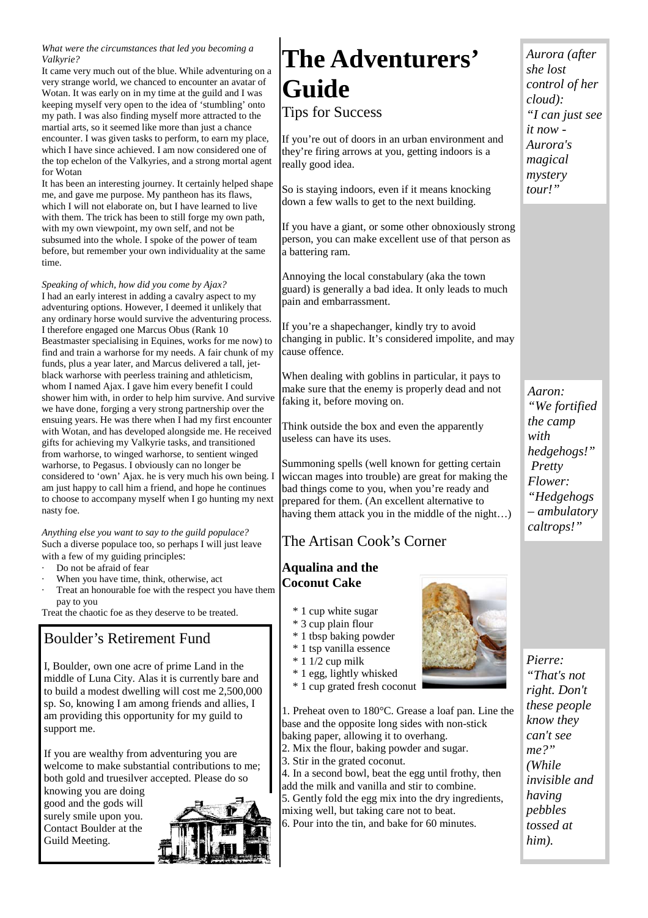*What were the circumstances that led you becoming a Valkyrie?*

It came very much out of the blue. While adventuring on a very strange world, we chanced to encounter an avatar of Wotan. It was early on in my time at the guild and I was keeping myself very open to the idea of 'stumbling' onto my path. I was also finding myself more attracted to the martial arts, so it seemed like more than just a chance encounter. I was given tasks to perform, to earn my place, which I have since achieved. I am now considered one of the top echelon of the Valkyries, and a strong mortal agent for Wotan

It has been an interesting journey. It certainly helped shape me, and gave me purpose. My pantheon has its flaws, which I will not elaborate on, but I have learned to live with them. The trick has been to still forge my own path, with my own viewpoint, my own self, and not be subsumed into the whole. I spoke of the power of team before, but remember your own individuality at the same time.

*Speaking of which, how did you come by Ajax?*

I had an early interest in adding a cavalry aspect to my adventuring options. However, I deemed it unlikely that any ordinary horse would survive the adventuring process. I therefore engaged one Marcus Obus (Rank 10 Beastmaster specialising in Equines, works for me now) to find and train a warhorse for my needs. A fair chunk of my funds, plus a year later, and Marcus delivered a tall, jet-black warhorse with peerless training and athleticism, whom I named Ajax. I gave him every benefit I could shower him with, in order to help him survive. And survive we have done, forging a very strong partnership over the ensuing years. He was there when I had my first encounter with Wotan, and has developed alongside me. He received gifts for achieving my Valkyrie tasks, and transitioned from warhorse, to winged warhorse, to sentient winged warhorse, to Pegasus. I obviously can no longer be considered to 'own' Ajax. he is very much his own being. I am just happy to call him a friend, and hope he continues to choose to accompany myself when I go hunting my next nasty foe.

*Anything else you want to say to the guild populace?*

Such a diverse populace too, so perhaps I will just leave with a few of my guiding principles:

- Do not be afraid of fear
- When you have time, think, otherwise, act
- Treat an honourable foe with the respect you have them pay to you

Treat the chaotic foe as they deserve to be treated.

## Boulder's Retirement Fund

I, Boulder, own one acre of prime Land in the middle of Luna City. Alas it is currently bare and to build a modest dwelling will cost me 2,500,000 sp. So, knowing I am among friends and allies, I am providing this opportunity for my guild to support me.

If you are wealthy from adventuring you are welcome to make substantial contributions to me; both gold and truesilver accepted. Please do so knowing you are doing good and the gods will surely smile upon you. Contact Boulder at the Guild Meeting.

# The Adventurers' Guide

## Tips for Success

If you're out of doors in an urban environment and they're firing arrows at you, getting indoors is a really good idea.

So is staying indoors, even if it means knocking down a few walls to get to the next building.

If you have a giant, or some other obnoxiously strong person, you can make excellent use of that person as a battering ram.

Annoying the local constabulary (aka the town guard) is generally a bad idea. It only leads to much pain and embarrassment.

If you're a shapechanger, kindly try to avoid changing in public. It's considered impolite, and may cause offence.

When dealing with goblins in particular, it pays to make sure that the enemy is properly dead and not faking it, before moving on.

Think outside the box and even the apparently useless can have its uses.

Summoning spells (well known for getting certain wiccan mages into trouble) are great for making the bad things come to you, when you're ready and prepared for them. (An excellent alternative to having them attack you in the middle of the night…)

## The Artisan Cook's Corner

### Aqualina and the Coconut Cake

* 1 cup white sugar
* 3 cup plain flour
* 1 tbsp baking powder
* 1 tsp vanilla essence
* 1 1/2 cup milk
* 1 egg, lightly whisked
* 1 cup grated fresh coconut

1. Preheat oven to 180°C. Grease a loaf pan. Line the base and the opposite long sides with non-stick baking paper, allowing it to overhang.
2. Mix the flour, baking powder and sugar.
3. Stir in the grated coconut.
4. In a second bowl, beat the egg until frothy, then add the milk and vanilla and stir to combine.
5. Gently fold the egg mix into the dry ingredients, mixing well, but taking care not to beat.
6. Pour into the tin, and bake for 60 minutes.

*Aurora (after she lost control of her cloud): "I can just see it now - Aurora's magical mystery tour!"*

*Aaron: "We fortified the camp with hedgehogs!" Pretty Flower: "Hedgehogs – ambulatory caltrops!"*

*Pierre: "That's not right. Don't these people know they can't see me?" (While invisible and having pebbles tossed at him).*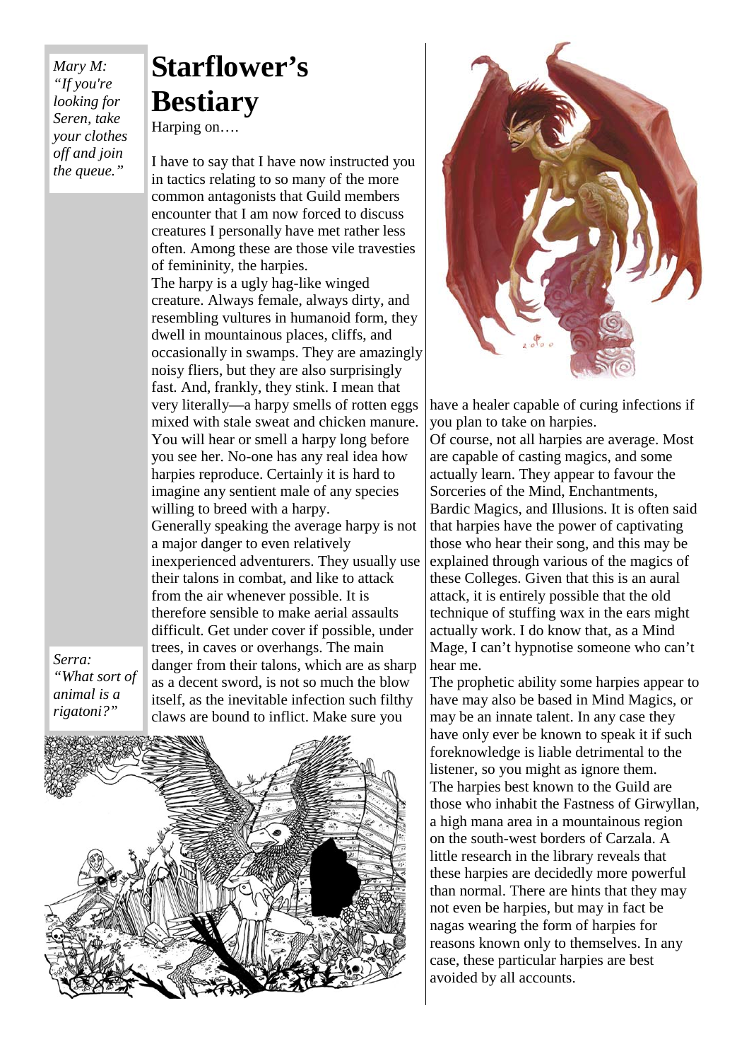*Mary M: "If you're looking for Seren, take your clothes off and join the queue."*

# Starflower's Bestiary

Harping on….

I have to say that I have now instructed you in tactics relating to so many of the more common antagonists that Guild members encounter that I am now forced to discuss creatures I personally have met rather less often. Among these are those vile travesties of femininity, the harpies.

The harpy is a ugly hag-like winged creature. Always female, always dirty, and resembling vultures in humanoid form, they dwell in mountainous places, cliffs, and occasionally in swamps. They are amazingly noisy fliers, but they are also surprisingly fast. And, frankly, they stink. I mean that very literally—a harpy smells of rotten eggs mixed with stale sweat and chicken manure. You will hear or smell a harpy long before you see her. No-one has any real idea how harpies reproduce. Certainly it is hard to imagine any sentient male of any species willing to breed with a harpy.

Generally speaking the average harpy is not a major danger to even relatively inexperienced adventurers. They usually use their talons in combat, and like to attack from the air whenever possible. It is therefore sensible to make aerial assaults difficult. Get under cover if possible, under trees, in caves or overhangs. The main danger from their talons, which are as sharp as a decent sword, is not so much the blow itself, as the inevitable infection such filthy claws are bound to inflict. Make sure you have a healer capable of curing infections if you plan to take on harpies.

*Serra: "What sort of animal is a rigatoni?"*

Of course, not all harpies are average. Most are capable of casting magics, and some actually learn. They appear to favour the Sorceries of the Mind, Enchantments, Bardic Magics, and Illusions. It is often said that harpies have the power of captivating those who hear their song, and this may be explained through various of the magics of these Colleges. Given that this is an aural attack, it is entirely possible that the old technique of stuffing wax in the ears might actually work. I do know that, as a Mind Mage, I can't hypnotise someone who can't hear me.

The prophetic ability some harpies appear to have may also be based in Mind Magics, or may be an innate talent. In any case they have only ever be known to speak it if such foreknowledge is liable detrimental to the listener, so you might as ignore them.

The harpies best known to the Guild are those who inhabit the Fastness of Girwyllan, a high mana area in a mountainous region on the south-west borders of Carzala. A little research in the library reveals that these harpies are decidedly more powerful than normal. There are hints that they may not even be harpies, but may in fact be nagas wearing the form of harpies for reasons known only to themselves. In any case, these particular harpies are best avoided by all accounts.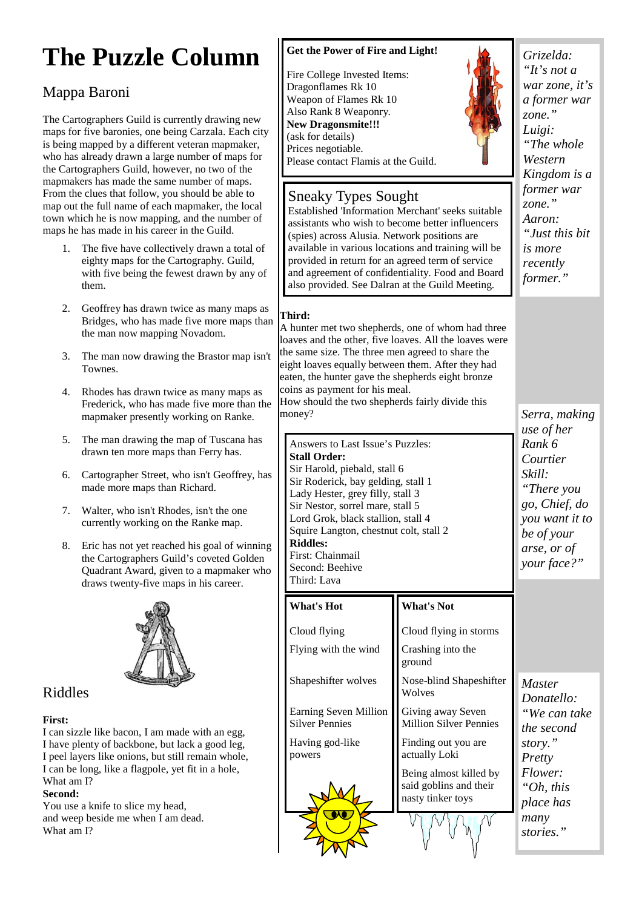# The Puzzle Column

## Mappa Baroni

The Cartographers Guild is currently drawing new maps for five baronies, one being Carzala. Each city is being mapped by a different veteran mapmaker, who has already drawn a large number of maps for the Cartographers Guild, however, no two of the mapmakers has made the same number of maps. From the clues that follow, you should be able to map out the full name of each mapmaker, the local town which he is now mapping, and the number of maps he has made in his career in the Guild.

1. The five have collectively drawn a total of eighty maps for the Cartography. Guild, with five being the fewest drawn by any of them.
2. Geoffrey has drawn twice as many maps as Bridges, who has made five more maps than the man now mapping Novadom.
3. The man now drawing the Brastor map isn't Townes.
4. Rhodes has drawn twice as many maps as Frederick, who has made five more than the mapmaker presently working on Ranke.
5. The man drawing the map of Tuscana has drawn ten more maps than Ferry has.
6. Cartographer Street, who isn't Geoffrey, has made more maps than Richard.
7. Walter, who isn't Rhodes, isn't the one currently working on the Ranke map.
8. Eric has not yet reached his goal of winning the Cartographers Guild's coveted Golden Quadrant Award, given to a mapmaker who draws twenty-five maps in his career.

## Riddles

**First:**
I can sizzle like bacon, I am made with an egg,
I have plenty of backbone, but lack a good leg,
I peel layers like onions, but still remain whole,
I can be long, like a flagpole, yet fit in a hole,
What am I?

**Second:**
You use a knife to slice my head,
and weep beside me when I am dead.
What am I?

**Third:**
A hunter met two shepherds, one of whom had three loaves and the other, five loaves. All the loaves were the same size. The three men agreed to share the eight loaves equally between them. After they had eaten, the hunter gave the shepherds eight bronze coins as payment for his meal.
How should the two shepherds fairly divide this money?

---

**Get the Power of Fire and Light!**

Fire College Invested Items:
Dragonflames Rk 10
Weapon of Flames Rk 10
Also Rank 8 Weaponry.
**New Dragonsmite!!!**
(ask for details)
Prices negotiable.
Please contact Flamis at the Guild.

---

### Sneaky Types Sought

Established 'Information Merchant' seeks suitable assistants who wish to become better influencers (spies) across Alusia. Network positions are available in various locations and training will be provided in return for an agreed term of service and agreement of confidentiality. Food and Board also provided. See Dalran at the Guild Meeting.

---

Answers to Last Issue's Puzzles:
**Stall Order:**
Sir Harold, piebald, stall 6
Sir Roderick, bay gelding, stall 1
Lady Hester, grey filly, stall 3
Sir Nestor, sorrel mare, stall 5
Lord Grok, black stallion, stall 4
Squire Langton, chestnut colt, stall 2
**Riddles:**
First: Chainmail
Second: Beehive
Third: Lava

---

| What's Hot | What's Not |
|---|---|
| Cloud flying | Cloud flying in storms |
| Flying with the wind | Crashing into the ground |
| Shapeshifter wolves | Nose-blind Shapeshifter Wolves |
| Earning Seven Million Silver Pennies | Giving away Seven Million Silver Pennies |
| Having god-like powers | Finding out you are actually Loki |
| | Being almost killed by said goblins and their nasty tinker toys |

---

*Grizelda: "It's not a war zone, it's a former war zone."*
*Luigi: "The whole Western Kingdom is a former war zone."*
*Aaron: "Just this bit is more recently former."*

*Serra, making use of her Rank 6 Courtier Skill: "There you go, Chief, do you want it to be of your arse, or of your face?"*

*Master Donatello: "We can take the second story."*
*Pretty Flower: "Oh, this place has many stories."*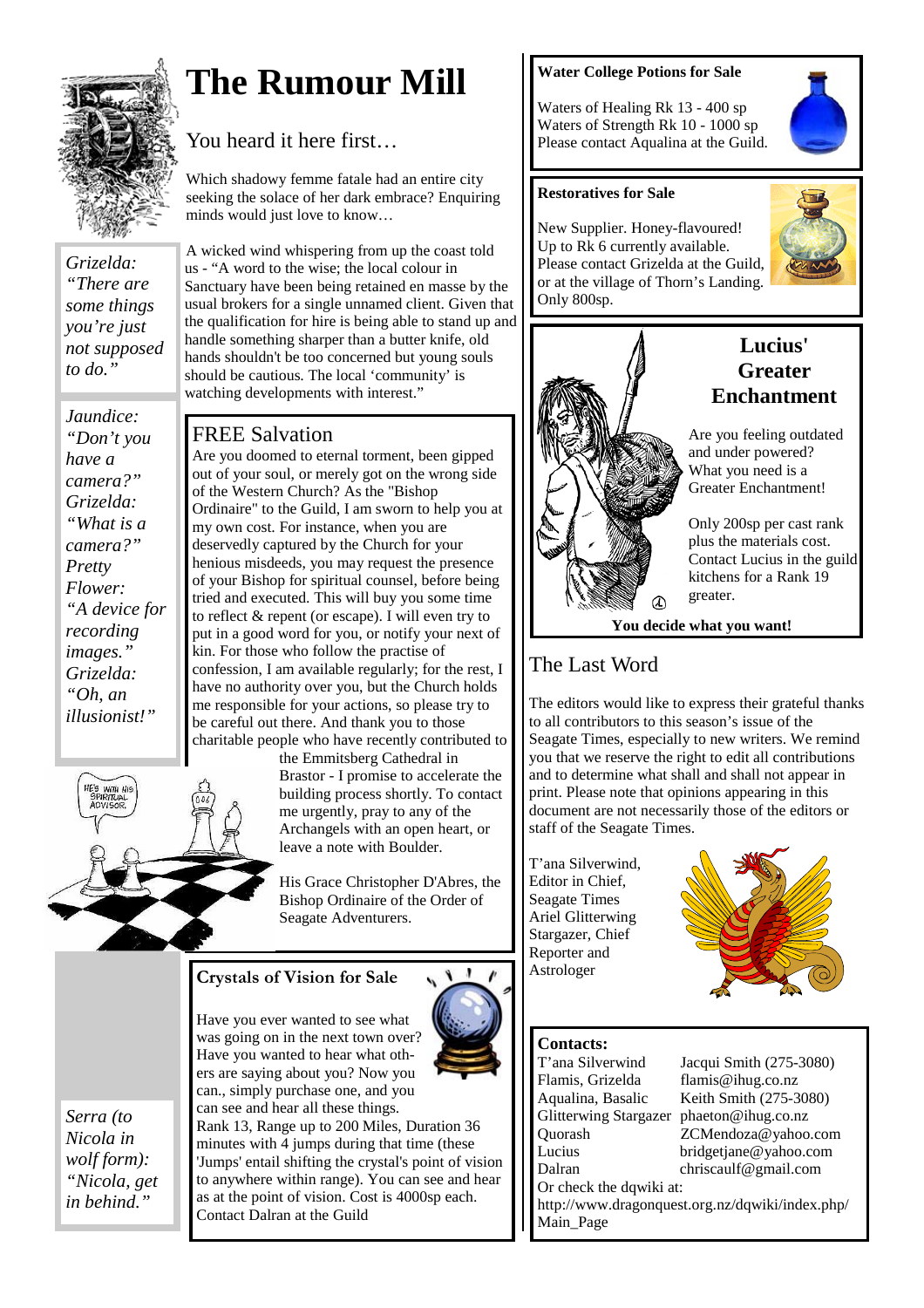# The Rumour Mill

## You heard it here first…

Which shadowy femme fatale had an entire city seeking the solace of her dark embrace? Enquiring minds would just love to know…

A wicked wind whispering from up the coast told us - "A word to the wise; the local colour in Sanctuary have been being retained en masse by the usual brokers for a single unnamed client. Given that the qualification for hire is being able to stand up and handle something sharper than a butter knife, old hands shouldn't be too concerned but young souls should be cautious. The local 'community' is watching developments with interest."

*Grizelda: "There are some things you're just not supposed to do."*

*Jaundice: "Don't you have a camera?" Grizelda: "What is a camera?" Pretty Flower: "A device for recording images." Grizelda: "Oh, an illusionist!"*

*Serra (to Nicola in wolf form): "Nicola, get in behind."*

## FREE Salvation

Are you doomed to eternal torment, been gipped out of your soul, or merely got on the wrong side of the Western Church? As the "Bishop Ordinaire" to the Guild, I am sworn to help you at my own cost. For instance, when you are deservedly captured by the Church for your henious misdeeds, you may request the presence of your Bishop for spiritual counsel, before being tried and executed. This will buy you some time to reflect & repent (or escape). I will even try to put in a good word for you, or notify your next of kin. For those who follow the practise of confession, I am available regularly; for the rest, I have no authority over you, but the Church holds me responsible for your actions, so please try to be careful out there. And thank you to those charitable people who have recently contributed to the Emmitsberg Cathedral in Brastor - I promise to accelerate the building process shortly. To contact me urgently, pray to any of the Archangels with an open heart, or leave a note with Boulder.

His Grace Christopher D'Abres, the Bishop Ordinaire of the Order of Seagate Adventurers.

HE'S WITH HIS SPIRITUAL ADVISOR.

### Crystals of Vision for Sale

Have you ever wanted to see what was going on in the next town over? Have you wanted to hear what others are saying about you? Now you can., simply purchase one, and you can see and hear all these things.
Rank 13, Range up to 200 Miles, Duration 36 minutes with 4 jumps during that time (these 'Jumps' entail shifting the crystal's point of vision to anywhere within range). You can see and hear as at the point of vision. Cost is 4000sp each.
Contact Dalran at the Guild

### Water College Potions for Sale

Waters of Healing Rk 13 - 400 sp
Waters of Strength Rk 10 - 1000 sp
Please contact Aqualina at the Guild.

### Restoratives for Sale

New Supplier. Honey-flavoured!
Up to Rk 6 currently available.
Please contact Grizelda at the Guild, or at the village of Thorn's Landing.
Only 800sp.

### Lucius' Greater Enchantment

Are you feeling outdated and under powered? What you need is a Greater Enchantment!

Only 200sp per cast rank plus the materials cost. Contact Lucius in the guild kitchens for a Rank 19 greater.

**You decide what you want!**

## The Last Word

The editors would like to express their grateful thanks to all contributors to this season's issue of the Seagate Times, especially to new writers. We remind you that we reserve the right to edit all contributions and to determine what shall and shall not appear in print. Please note that opinions appearing in this document are not necessarily those of the editors or staff of the Seagate Times.

T'ana Silverwind, Editor in Chief, Seagate Times
Ariel Glitterwing Stargazer, Chief Reporter and Astrologer

### Contacts:

| | |
|---|---|
| T'ana Silverwind | Jacqui Smith (275-3080) |
| Flamis, Grizelda | flamis@ihug.co.nz |
| Aqualina, Basalic | Keith Smith (275-3080) |
| Glitterwing Stargazer | phaeton@ihug.co.nz |
| Quorash | ZCMendoza@yahoo.com |
| Lucius | bridgetjane@yahoo.com |
| Dalran | chriscaulf@gmail.com |

Or check the dqwiki at:
http://www.dragonquest.org.nz/dqwiki/index.php/Main_Page